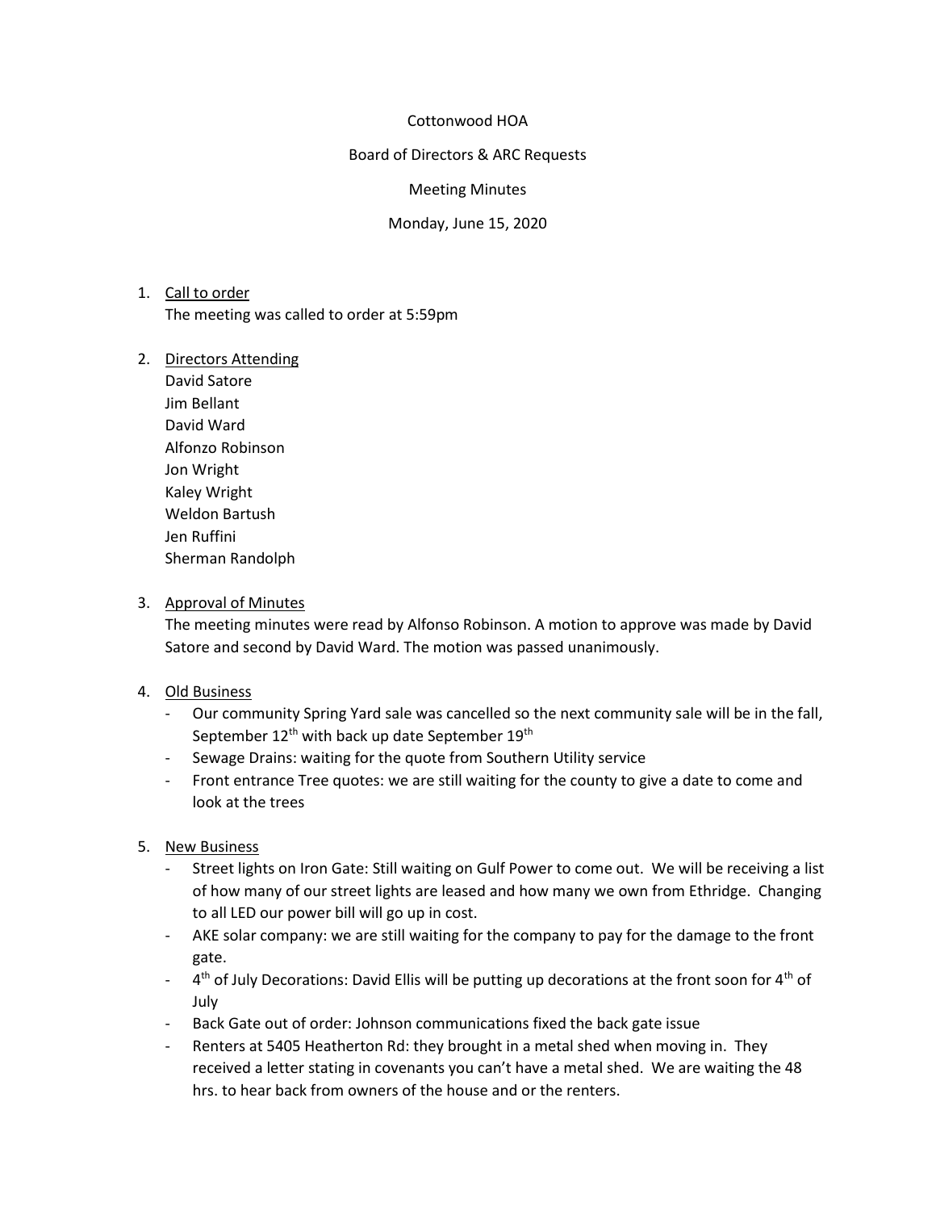Cottonwood HOA

Board of Directors & ARC Requests

Meeting Minutes

Monday, June 15, 2020

1. Call to order
   The meeting was called to order at 5:59pm

2. Directors Attending
   David Satore
   Jim Bellant
   David Ward
   Alfonzo Robinson
   Jon Wright
   Kaley Wright
   Weldon Bartush
   Jen Ruffini
   Sherman Randolph

3. Approval of Minutes
   The meeting minutes were read by Alfonso Robinson. A motion to approve was made by David Satore and second by David Ward. The motion was passed unanimously.

4. Old Business
   - Our community Spring Yard sale was cancelled so the next community sale will be in the fall, September 12th with back up date September 19th
   - Sewage Drains: waiting for the quote from Southern Utility service
   - Front entrance Tree quotes: we are still waiting for the county to give a date to come and look at the trees

5. New Business
   - Street lights on Iron Gate: Still waiting on Gulf Power to come out. We will be receiving a list of how many of our street lights are leased and how many we own from Ethridge. Changing to all LED our power bill will go up in cost.
   - AKE solar company: we are still waiting for the company to pay for the damage to the front gate.
   - 4th of July Decorations: David Ellis will be putting up decorations at the front soon for 4th of July
   - Back Gate out of order: Johnson communications fixed the back gate issue
   - Renters at 5405 Heatherton Rd: they brought in a metal shed when moving in. They received a letter stating in covenants you can't have a metal shed. We are waiting the 48 hrs. to hear back from owners of the house and or the renters.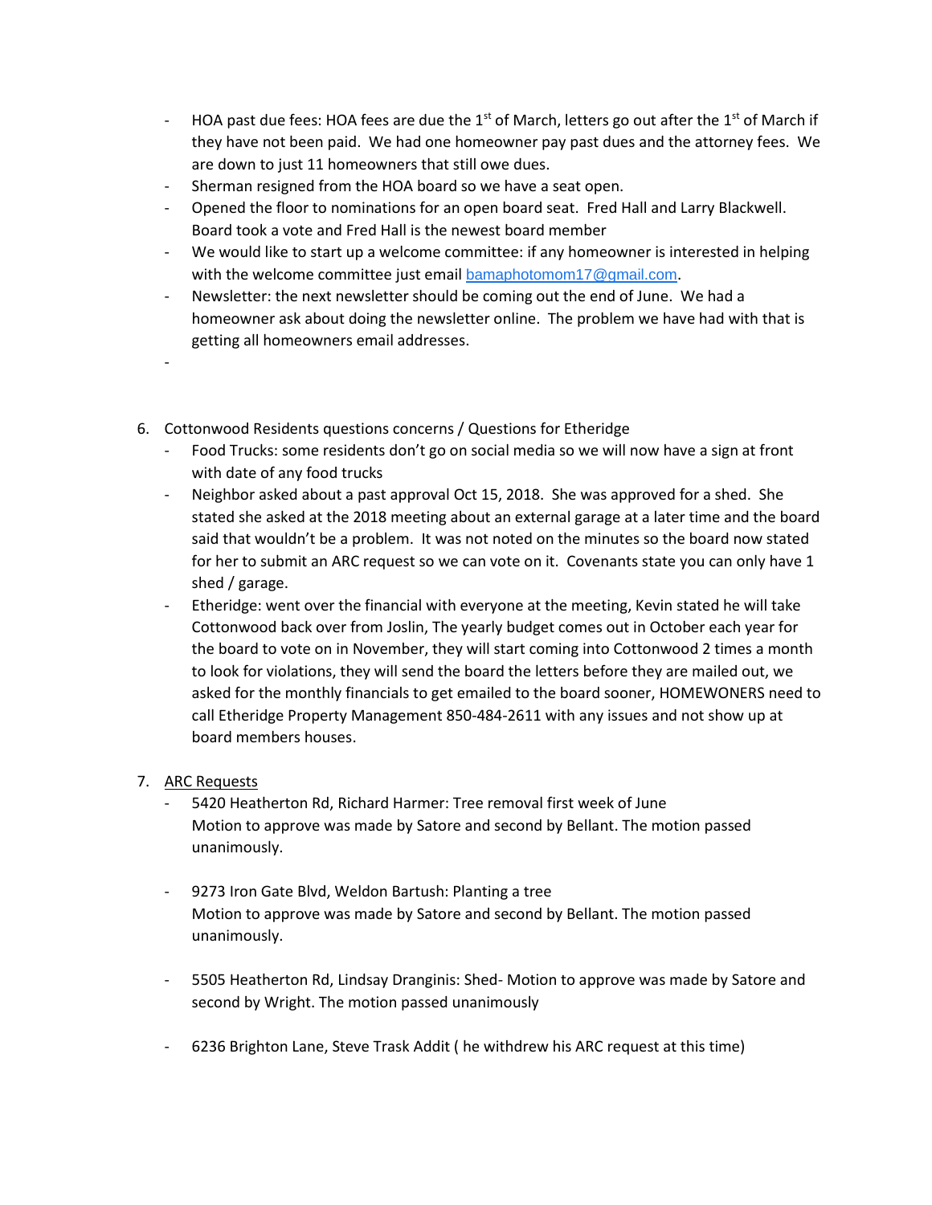- HOA past due fees: HOA fees are due the 1st of March, letters go out after the 1st of March if they have not been paid. We had one homeowner pay past dues and the attorney fees. We are down to just 11 homeowners that still owe dues.
- Sherman resigned from the HOA board so we have a seat open.
- Opened the floor to nominations for an open board seat. Fred Hall and Larry Blackwell. Board took a vote and Fred Hall is the newest board member
- We would like to start up a welcome committee: if any homeowner is interested in helping with the welcome committee just email bamaphotomom17@gmail.com.
- Newsletter: the next newsletter should be coming out the end of June. We had a homeowner ask about doing the newsletter online. The problem we have had with that is getting all homeowners email addresses.
-

6. Cottonwood Residents questions concerns / Questions for Etheridge
   - Food Trucks: some residents don't go on social media so we will now have a sign at front with date of any food trucks
   - Neighbor asked about a past approval Oct 15, 2018. She was approved for a shed. She stated she asked at the 2018 meeting about an external garage at a later time and the board said that wouldn't be a problem. It was not noted on the minutes so the board now stated for her to submit an ARC request so we can vote on it. Covenants state you can only have 1 shed / garage.
   - Etheridge: went over the financial with everyone at the meeting, Kevin stated he will take Cottonwood back over from Joslin, The yearly budget comes out in October each year for the board to vote on in November, they will start coming into Cottonwood 2 times a month to look for violations, they will send the board the letters before they are mailed out, we asked for the monthly financials to get emailed to the board sooner, HOMEWONERS need to call Etheridge Property Management 850-484-2611 with any issues and not show up at board members houses.

7. <u>ARC Requests</u>
   - 5420 Heatherton Rd, Richard Harmer: Tree removal first week of June
     Motion to approve was made by Satore and second by Bellant. The motion passed unanimously.

   - 9273 Iron Gate Blvd, Weldon Bartush: Planting a tree
     Motion to approve was made by Satore and second by Bellant. The motion passed unanimously.

   - 5505 Heatherton Rd, Lindsay Dranginis: Shed- Motion to approve was made by Satore and second by Wright. The motion passed unanimously

   - 6236 Brighton Lane, Steve Trask Addit ( he withdrew his ARC request at this time)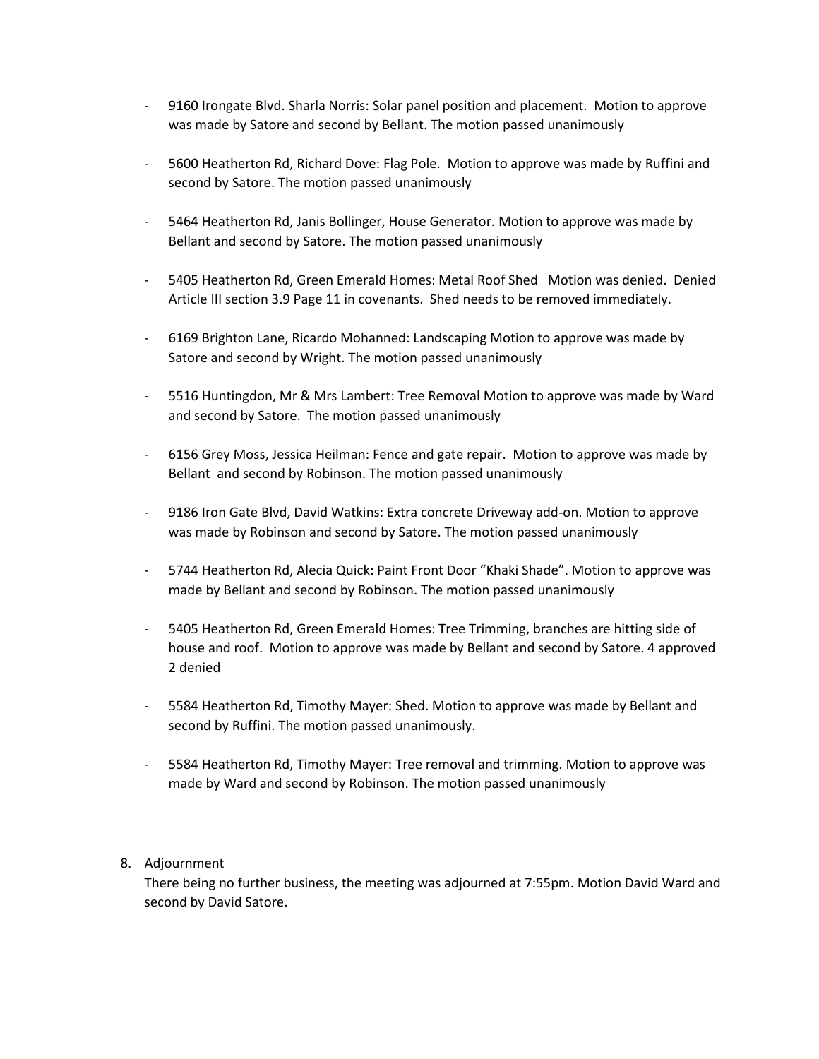- 9160 Irongate Blvd. Sharla Norris: Solar panel position and placement. Motion to approve was made by Satore and second by Bellant. The motion passed unanimously

- 5600 Heatherton Rd, Richard Dove: Flag Pole. Motion to approve was made by Ruffini and second by Satore. The motion passed unanimously

- 5464 Heatherton Rd, Janis Bollinger, House Generator. Motion to approve was made by Bellant and second by Satore. The motion passed unanimously

- 5405 Heatherton Rd, Green Emerald Homes: Metal Roof Shed Motion was denied. Denied Article III section 3.9 Page 11 in covenants. Shed needs to be removed immediately.

- 6169 Brighton Lane, Ricardo Mohanned: Landscaping Motion to approve was made by Satore and second by Wright. The motion passed unanimously

- 5516 Huntingdon, Mr & Mrs Lambert: Tree Removal Motion to approve was made by Ward and second by Satore. The motion passed unanimously

- 6156 Grey Moss, Jessica Heilman: Fence and gate repair. Motion to approve was made by Bellant and second by Robinson. The motion passed unanimously

- 9186 Iron Gate Blvd, David Watkins: Extra concrete Driveway add-on. Motion to approve was made by Robinson and second by Satore. The motion passed unanimously

- 5744 Heatherton Rd, Alecia Quick: Paint Front Door "Khaki Shade". Motion to approve was made by Bellant and second by Robinson. The motion passed unanimously

- 5405 Heatherton Rd, Green Emerald Homes: Tree Trimming, branches are hitting side of house and roof. Motion to approve was made by Bellant and second by Satore. 4 approved 2 denied

- 5584 Heatherton Rd, Timothy Mayer: Shed. Motion to approve was made by Bellant and second by Ruffini. The motion passed unanimously.

- 5584 Heatherton Rd, Timothy Mayer: Tree removal and trimming. Motion to approve was made by Ward and second by Robinson. The motion passed unanimously

8. Adjournment

   There being no further business, the meeting was adjourned at 7:55pm. Motion David Ward and second by David Satore.